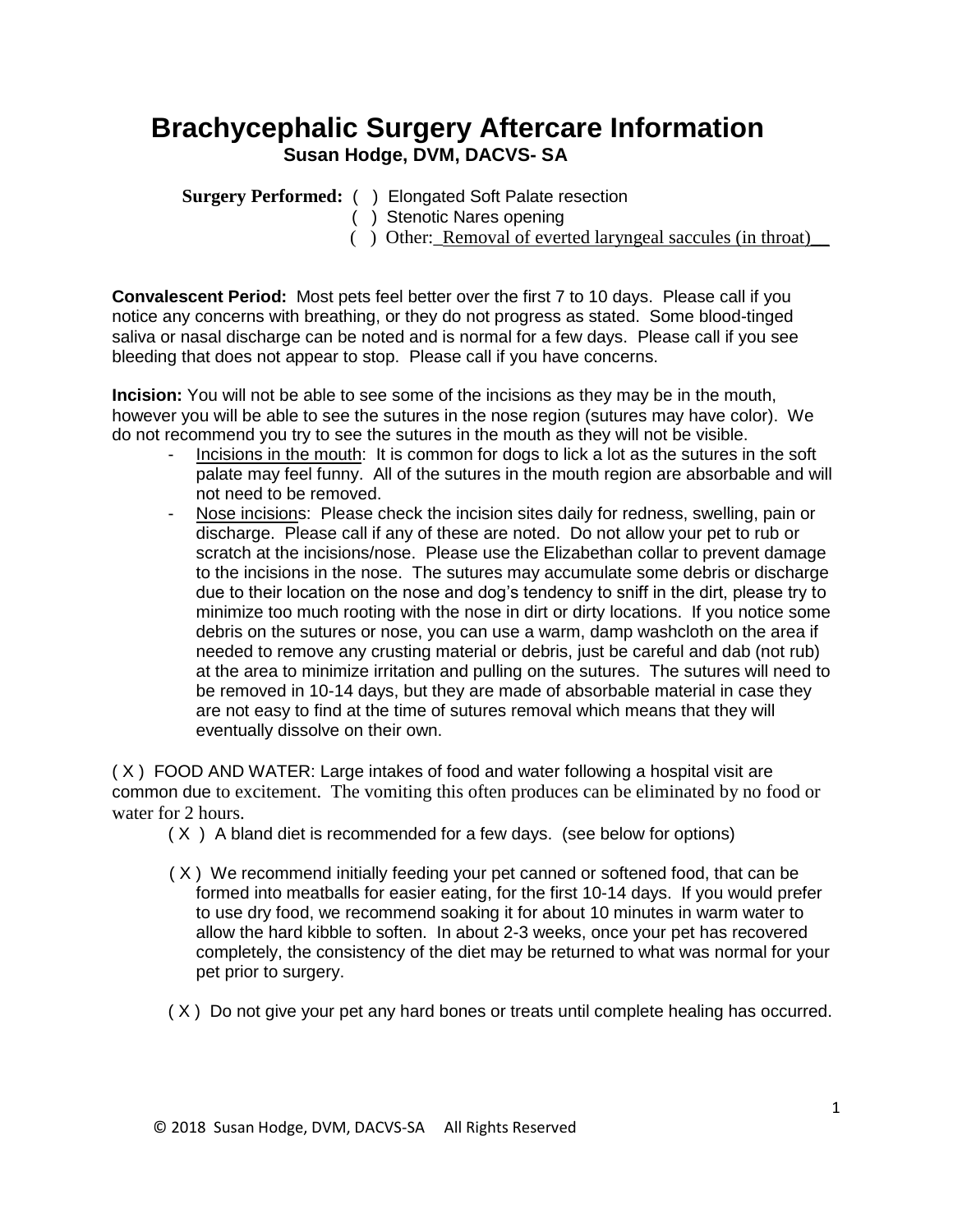# Brachycephalic Surgery Aftercare Information

**Susan Hodge, DVM, DACVS- SA**

**Surgery Performed:** ( ) Elongated Soft Palate resection
( ) Stenotic Nares opening
( ) Other: _Removal of everted laryngeal saccules (in throat)__

**Convalescent Period:** Most pets feel better over the first 7 to 10 days. Please call if you notice any concerns with breathing, or they do not progress as stated. Some blood-tinged saliva or nasal discharge can be noted and is normal for a few days. Please call if you see bleeding that does not appear to stop. Please call if you have concerns.

**Incision:** You will not be able to see some of the incisions as they may be in the mouth, however you will be able to see the sutures in the nose region (sutures may have color). We do not recommend you try to see the sutures in the mouth as they will not be visible.

- Incisions in the mouth: It is common for dogs to lick a lot as the sutures in the soft palate may feel funny. All of the sutures in the mouth region are absorbable and will not need to be removed.
- Nose incisions: Please check the incision sites daily for redness, swelling, pain or discharge. Please call if any of these are noted. Do not allow your pet to rub or scratch at the incisions/nose. Please use the Elizabethan collar to prevent damage to the incisions in the nose. The sutures may accumulate some debris or discharge due to their location on the nose and dog's tendency to sniff in the dirt, please try to minimize too much rooting with the nose in dirt or dirty locations. If you notice some debris on the sutures or nose, you can use a warm, damp washcloth on the area if needed to remove any crusting material or debris, just be careful and dab (not rub) at the area to minimize irritation and pulling on the sutures. The sutures will need to be removed in 10-14 days, but they are made of absorbable material in case they are not easy to find at the time of sutures removal which means that they will eventually dissolve on their own.

( X ) FOOD AND WATER: Large intakes of food and water following a hospital visit are common due to excitement. The vomiting this often produces can be eliminated by no food or water for 2 hours.

( X ) A bland diet is recommended for a few days. (see below for options)

( X ) We recommend initially feeding your pet canned or softened food, that can be formed into meatballs for easier eating, for the first 10-14 days. If you would prefer to use dry food, we recommend soaking it for about 10 minutes in warm water to allow the hard kibble to soften. In about 2-3 weeks, once your pet has recovered completely, the consistency of the diet may be returned to what was normal for your pet prior to surgery.

( X ) Do not give your pet any hard bones or treats until complete healing has occurred.

© 2018 Susan Hodge, DVM, DACVS-SA All Rights Reserved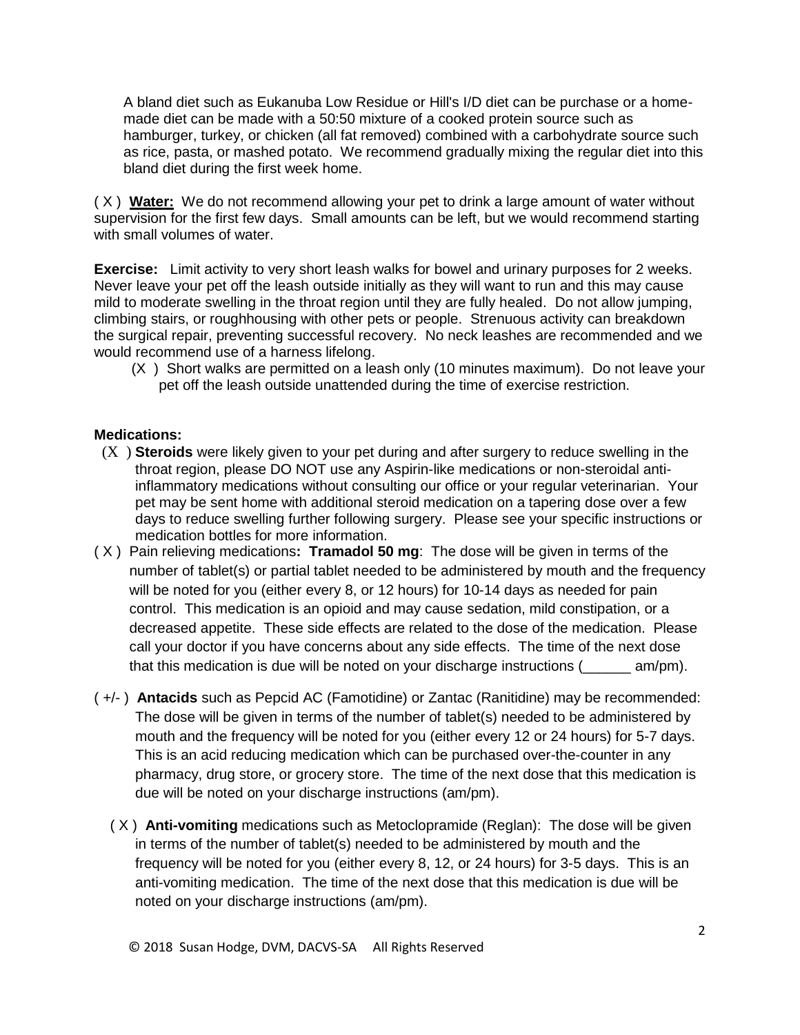A bland diet such as Eukanuba Low Residue or Hill's I/D diet can be purchase or a home-made diet can be made with a 50:50 mixture of a cooked protein source such as hamburger, turkey, or chicken (all fat removed) combined with a carbohydrate source such as rice, pasta, or mashed potato. We recommend gradually mixing the regular diet into this bland diet during the first week home.

( X ) **Water:** We do not recommend allowing your pet to drink a large amount of water without supervision for the first few days. Small amounts can be left, but we would recommend starting with small volumes of water.

**Exercise:** Limit activity to very short leash walks for bowel and urinary purposes for 2 weeks. Never leave your pet off the leash outside initially as they will want to run and this may cause mild to moderate swelling in the throat region until they are fully healed. Do not allow jumping, climbing stairs, or roughhousing with other pets or people. Strenuous activity can breakdown the surgical repair, preventing successful recovery. No neck leashes are recommended and we would recommend use of a harness lifelong.

(X ) Short walks are permitted on a leash only (10 minutes maximum). Do not leave your pet off the leash outside unattended during the time of exercise restriction.

**Medications:**

(X ) **Steroids** were likely given to your pet during and after surgery to reduce swelling in the throat region, please DO NOT use any Aspirin-like medications or non-steroidal anti-inflammatory medications without consulting our office or your regular veterinarian. Your pet may be sent home with additional steroid medication on a tapering dose over a few days to reduce swelling further following surgery. Please see your specific instructions or medication bottles for more information.

( X ) Pain relieving medications**: Tramadol 50 mg**: The dose will be given in terms of the number of tablet(s) or partial tablet needed to be administered by mouth and the frequency will be noted for you (either every 8, or 12 hours) for 10-14 days as needed for pain control. This medication is an opioid and may cause sedation, mild constipation, or a decreased appetite. These side effects are related to the dose of the medication. Please call your doctor if you have concerns about any side effects. The time of the next dose that this medication is due will be noted on your discharge instructions (______ am/pm).

( +/- ) **Antacids** such as Pepcid AC (Famotidine) or Zantac (Ranitidine) may be recommended: The dose will be given in terms of the number of tablet(s) needed to be administered by mouth and the frequency will be noted for you (either every 12 or 24 hours) for 5-7 days. This is an acid reducing medication which can be purchased over-the-counter in any pharmacy, drug store, or grocery store. The time of the next dose that this medication is due will be noted on your discharge instructions (am/pm).

( X ) **Anti-vomiting** medications such as Metoclopramide (Reglan): The dose will be given in terms of the number of tablet(s) needed to be administered by mouth and the frequency will be noted for you (either every 8, 12, or 24 hours) for 3-5 days. This is an anti-vomiting medication. The time of the next dose that this medication is due will be noted on your discharge instructions (am/pm).

© 2018 Susan Hodge, DVM, DACVS-SA All Rights Reserved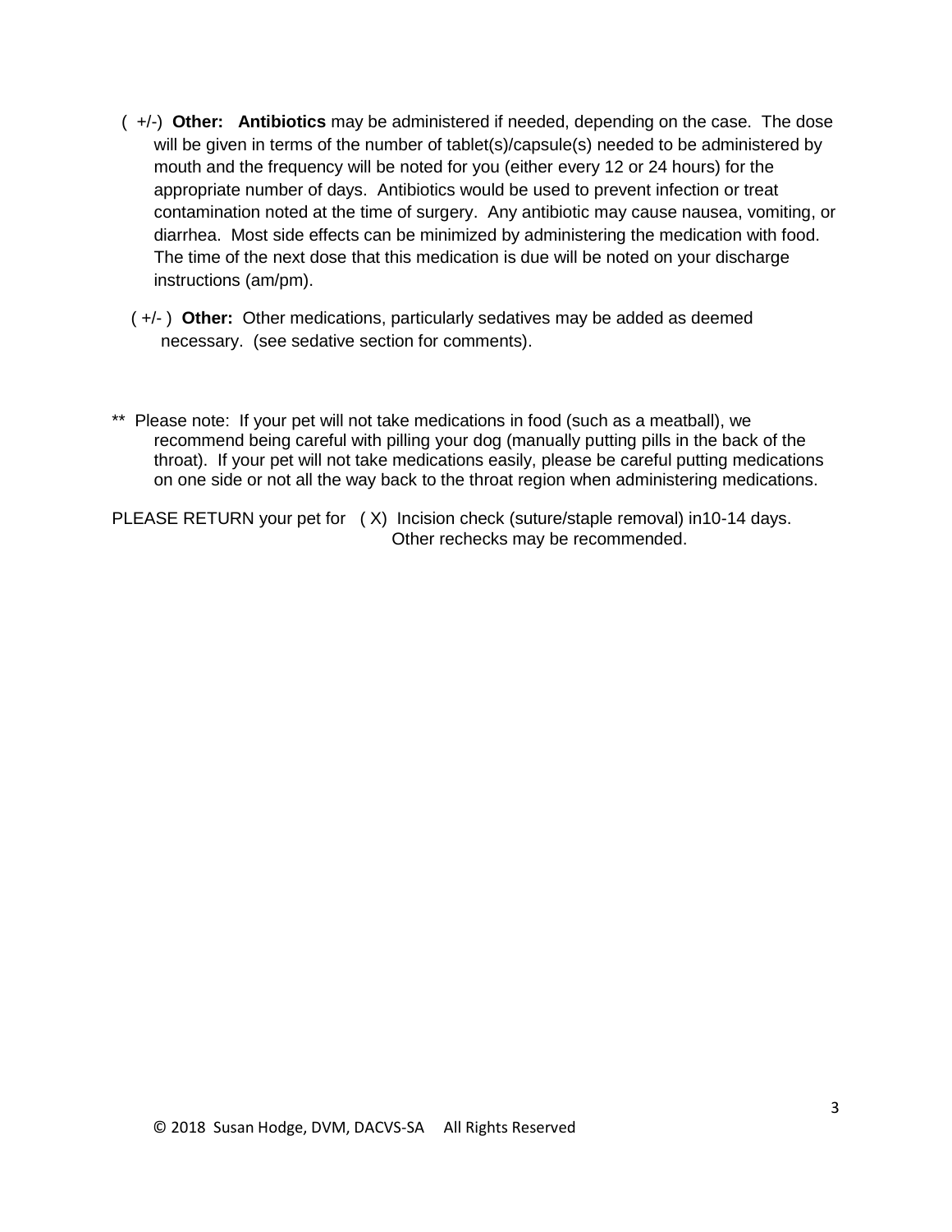( +/-) **Other:** **Antibiotics** may be administered if needed, depending on the case. The dose will be given in terms of the number of tablet(s)/capsule(s) needed to be administered by mouth and the frequency will be noted for you (either every 12 or 24 hours) for the appropriate number of days. Antibiotics would be used to prevent infection or treat contamination noted at the time of surgery. Any antibiotic may cause nausea, vomiting, or diarrhea. Most side effects can be minimized by administering the medication with food. The time of the next dose that this medication is due will be noted on your discharge instructions (am/pm).

( +/- ) **Other:** Other medications, particularly sedatives may be added as deemed necessary. (see sedative section for comments).

** Please note: If your pet will not take medications in food (such as a meatball), we recommend being careful with pilling your dog (manually putting pills in the back of the throat). If your pet will not take medications easily, please be careful putting medications on one side or not all the way back to the throat region when administering medications.

PLEASE RETURN your pet for ( X) Incision check (suture/staple removal) in10-14 days.
Other rechecks may be recommended.

© 2018 Susan Hodge, DVM, DACVS-SA All Rights Reserved